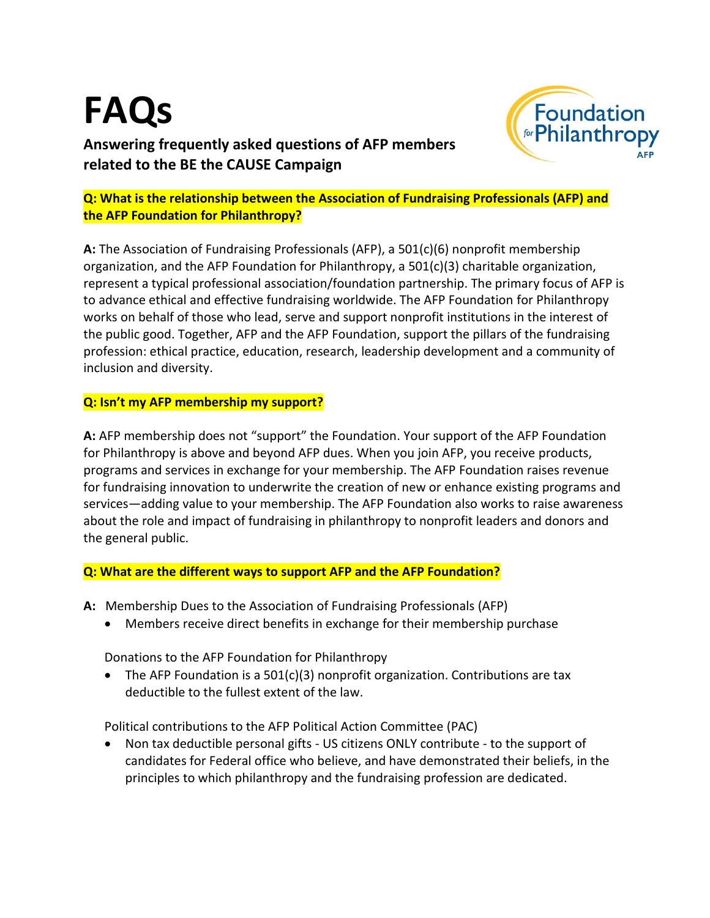# FAQs

**Answering frequently asked questions of AFP members related to the BE the CAUSE Campaign**

**Q: What is the relationship between the Association of Fundraising Professionals (AFP) and the AFP Foundation for Philanthropy?**

**A:** The Association of Fundraising Professionals (AFP), a 501(c)(6) nonprofit membership organization, and the AFP Foundation for Philanthropy, a 501(c)(3) charitable organization, represent a typical professional association/foundation partnership. The primary focus of AFP is to advance ethical and effective fundraising worldwide. The AFP Foundation for Philanthropy works on behalf of those who lead, serve and support nonprofit institutions in the interest of the public good. Together, AFP and the AFP Foundation, support the pillars of the fundraising profession: ethical practice, education, research, leadership development and a community of inclusion and diversity.

**Q: Isn't my AFP membership my support?**

**A:** AFP membership does not "support" the Foundation. Your support of the AFP Foundation for Philanthropy is above and beyond AFP dues. When you join AFP, you receive products, programs and services in exchange for your membership. The AFP Foundation raises revenue for fundraising innovation to underwrite the creation of new or enhance existing programs and services—adding value to your membership. The AFP Foundation also works to raise awareness about the role and impact of fundraising in philanthropy to nonprofit leaders and donors and the general public.

**Q: What are the different ways to support AFP and the AFP Foundation?**

**A:** Membership Dues to the Association of Fundraising Professionals (AFP)

- Members receive direct benefits in exchange for their membership purchase

Donations to the AFP Foundation for Philanthropy

- The AFP Foundation is a 501(c)(3) nonprofit organization. Contributions are tax deductible to the fullest extent of the law.

Political contributions to the AFP Political Action Committee (PAC)

- Non tax deductible personal gifts - US citizens ONLY contribute - to the support of candidates for Federal office who believe, and have demonstrated their beliefs, in the principles to which philanthropy and the fundraising profession are dedicated.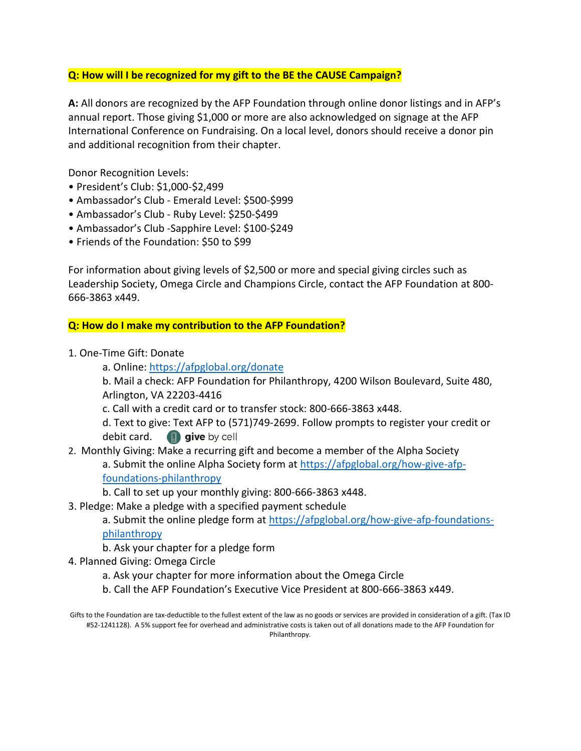**Q: How will I be recognized for my gift to the BE the CAUSE Campaign?**

**A:** All donors are recognized by the AFP Foundation through online donor listings and in AFP's annual report. Those giving $1,000 or more are also acknowledged on signage at the AFP International Conference on Fundraising. On a local level, donors should receive a donor pin and additional recognition from their chapter.

Donor Recognition Levels:

- President's Club: $1,000-$2,499
- Ambassador's Club - Emerald Level: $500-$999
- Ambassador's Club - Ruby Level: $250-$499
- Ambassador's Club -Sapphire Level: $100-$249
- Friends of the Foundation: $50 to $99

For information about giving levels of $2,500 or more and special giving circles such as Leadership Society, Omega Circle and Champions Circle, contact the AFP Foundation at 800-666-3863 x449.

**Q: How do I make my contribution to the AFP Foundation?**

1. One-Time Gift: Donate
   a. Online: https://afpglobal.org/donate
   b. Mail a check: AFP Foundation for Philanthropy, 4200 Wilson Boulevard, Suite 480, Arlington, VA 22203-4416
   c. Call with a credit card or to transfer stock: 800-666-3863 x448.
   d. Text to give: Text AFP to (571)749-2699. Follow prompts to register your credit or debit card. give by cell
2. Monthly Giving: Make a recurring gift and become a member of the Alpha Society
   a. Submit the online Alpha Society form at https://afpglobal.org/how-give-afp-foundations-philanthropy
   b. Call to set up your monthly giving: 800-666-3863 x448.
3. Pledge: Make a pledge with a specified payment schedule
   a. Submit the online pledge form at https://afpglobal.org/how-give-afp-foundations-philanthropy
   b. Ask your chapter for a pledge form
4. Planned Giving: Omega Circle
   a. Ask your chapter for more information about the Omega Circle
   b. Call the AFP Foundation's Executive Vice President at 800-666-3863 x449.

Gifts to the Foundation are tax-deductible to the fullest extent of the law as no goods or services are provided in consideration of a gift. (Tax ID #52-1241128). A 5% support fee for overhead and administrative costs is taken out of all donations made to the AFP Foundation for Philanthropy.